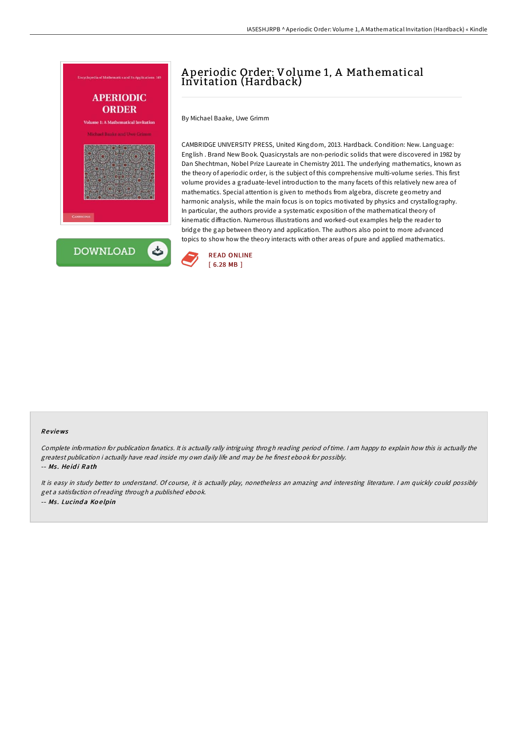# Aperiodic Order: Volume 1, A Mathematical Invitation (Hardback)

By Michael Baake, Uwe Grimm

CAMBRIDGE UNIVERSITY PRESS, United Kingdom, 2013. Hardback. Condition: New. Language: English . Brand New Book. Quasicrystals are non-periodic solids that were discovered in 1982 by Dan Shechtman, Nobel Prize Laureate in Chemistry 2011. The underlying mathematics, known as the theory of aperiodic order, is the subject of this comprehensive multi-volume series. This first volume provides a graduate-level introduction to the many facets of this relatively new area of mathematics. Special attention is given to methods from algebra, discrete geometry and harmonic analysis, while the main focus is on topics motivated by physics and crystallography. In particular, the authors provide a systematic exposition of the mathematical theory of kinematic diffraction. Numerous illustrations and worked-out examples help the reader to bridge the gap between theory and application. The authors also point to more advanced topics to show how the theory interacts with other areas of pure and applied mathematics.

DOWNLOAD

READ ONLINE
[ 6.28 MB ]

## Reviews

*Complete information for publication fanatics. It is actually rally intriguing throgh reading period of time. I am happy to explain how this is actually the greatest publication i actually have read inside my own daily life and may be he finest ebook for possibly.*
-- *Ms. Heidi Rath*

*It is easy in study better to understand. Of course, it is actually play, nonetheless an amazing and interesting literature. I am quickly could possibly get a satisfaction of reading through a published ebook.*
-- *Ms. Lucinda Koelpin*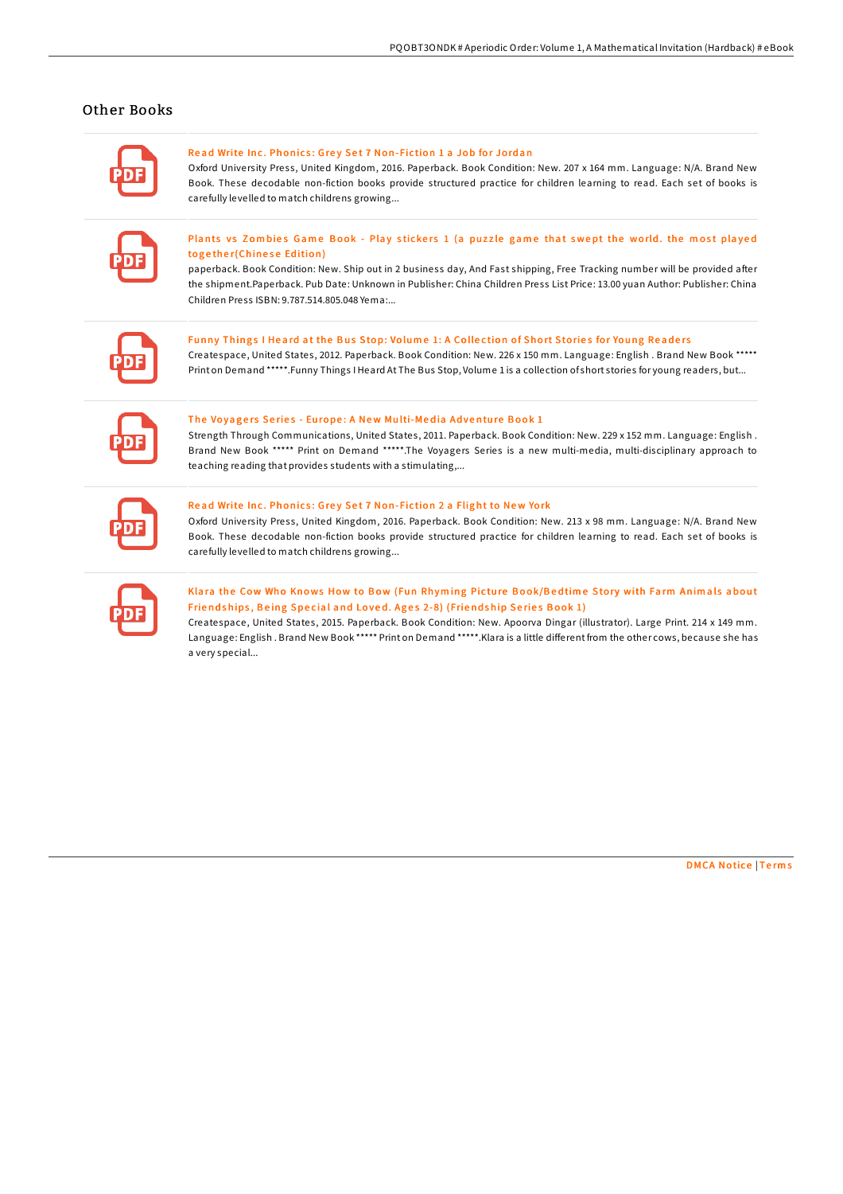## Other Books

### Read Write Inc. Phonics: Grey Set 7 Non-Fiction 1 a Job for Jordan

Oxford University Press, United Kingdom, 2016. Paperback. Book Condition: New. 207 x 164 mm. Language: N/A. Brand New Book. These decodable non-fiction books provide structured practice for children learning to read. Each set of books is carefully levelled to match childrens growing...

### Plants vs Zombies Game Book - Play stickers 1 (a puzzle game that swept the world. the most played together(Chinese Edition)

paperback. Book Condition: New. Ship out in 2 business day, And Fast shipping, Free Tracking number will be provided after the shipment.Paperback. Pub Date: Unknown in Publisher: China Children Press List Price: 13.00 yuan Author: Publisher: China Children Press ISBN: 9.787.514.805.048 Yema:...

### Funny Things I Heard at the Bus Stop: Volume 1: A Collection of Short Stories for Young Readers

Createspace, United States, 2012. Paperback. Book Condition: New. 226 x 150 mm. Language: English . Brand New Book ***** Print on Demand *****.Funny Things I Heard At The Bus Stop, Volume 1 is a collection of short stories for young readers, but...

### The Voyagers Series - Europe: A New Multi-Media Adventure Book 1

Strength Through Communications, United States, 2011. Paperback. Book Condition: New. 229 x 152 mm. Language: English . Brand New Book ***** Print on Demand *****.The Voyagers Series is a new multi-media, multi-disciplinary approach to teaching reading that provides students with a stimulating,...

### Read Write Inc. Phonics: Grey Set 7 Non-Fiction 2 a Flight to New York

Oxford University Press, United Kingdom, 2016. Paperback. Book Condition: New. 213 x 98 mm. Language: N/A. Brand New Book. These decodable non-fiction books provide structured practice for children learning to read. Each set of books is carefully levelled to match childrens growing...

### Klara the Cow Who Knows How to Bow (Fun Rhyming Picture Book/Bedtime Story with Farm Animals about Friendships, Being Special and Loved. Ages 2-8) (Friendship Series Book 1)

Createspace, United States, 2015. Paperback. Book Condition: New. Apoorva Dingar (illustrator). Large Print. 214 x 149 mm. Language: English . Brand New Book ***** Print on Demand *****.Klara is a little different from the other cows, because she has a very special...

DMCA Notice | Terms